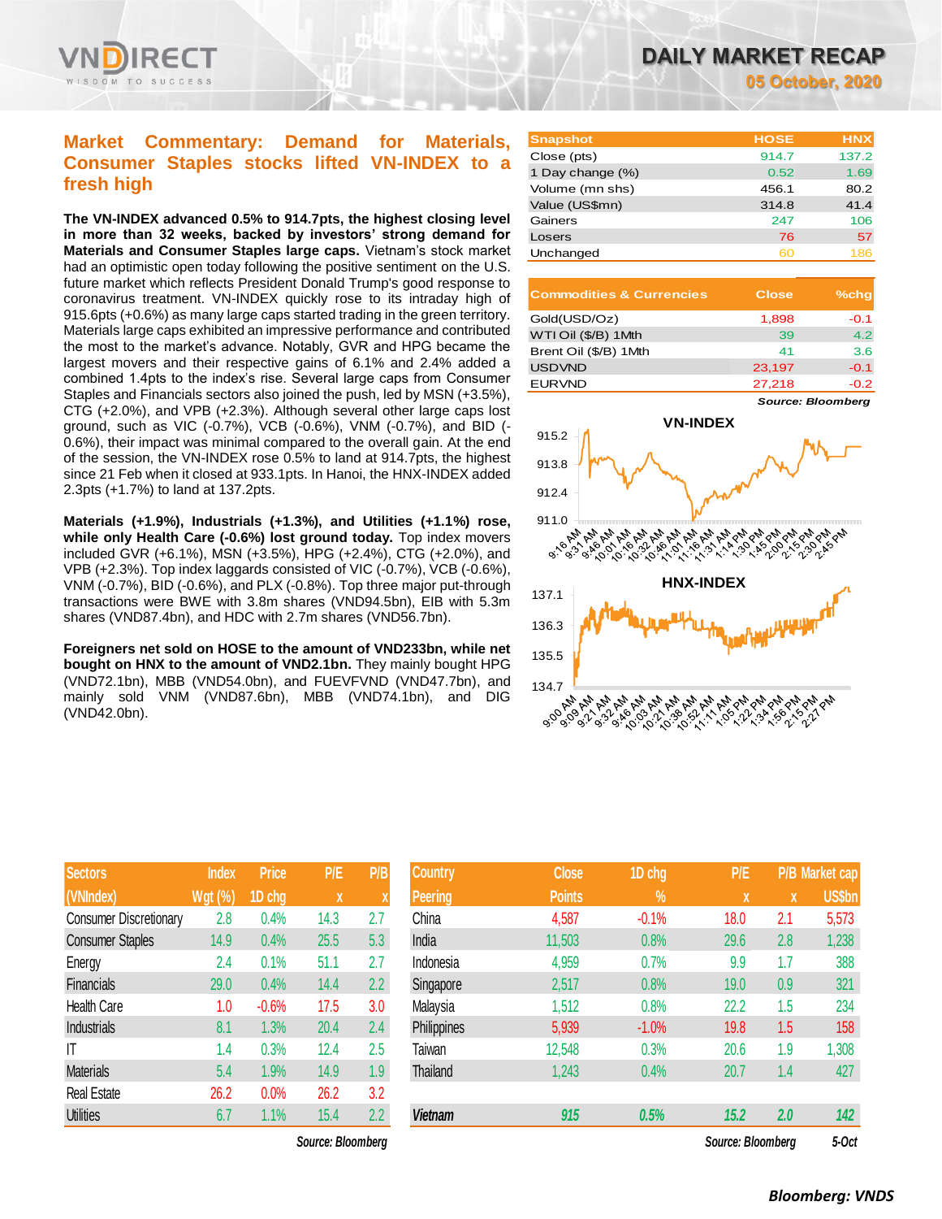# DAILY MARKET RECAP

**05 October, 2020**

## Market Commentary: Demand for Materials, Consumer Staples stocks lifted VN-INDEX to a fresh high

**The VN-INDEX advanced 0.5% to 914.7pts, the highest closing level in more than 32 weeks, backed by investors' strong demand for Materials and Consumer Staples large caps.** Vietnam's stock market had an optimistic open today following the positive sentiment on the U.S. future market which reflects President Donald Trump's good response to coronavirus treatment. VN-INDEX quickly rose to its intraday high of 915.6pts (+0.6%) as many large caps started trading in the green territory. Materials large caps exhibited an impressive performance and contributed the most to the market's advance. Notably, GVR and HPG became the largest movers and their respective gains of 6.1% and 2.4% added a combined 1.4pts to the index's rise. Several large caps from Consumer Staples and Financials sectors also joined the push, led by MSN (+3.5%), CTG (+2.0%), and VPB (+2.3%). Although several other large caps lost ground, such as VIC (-0.7%), VCB (-0.6%), VNM (-0.7%), and BID (-0.6%), their impact was minimal compared to the overall gain. At the end of the session, the VN-INDEX rose 0.5% to land at 914.7pts, the highest since 21 Feb when it closed at 933.1pts. In Hanoi, the HNX-INDEX added 2.3pts (+1.7%) to land at 137.2pts.

**Materials (+1.9%), Industrials (+1.3%), and Utilities (+1.1%) rose, while only Health Care (-0.6%) lost ground today.** Top index movers included GVR (+6.1%), MSN (+3.5%), HPG (+2.4%), CTG (+2.0%), and VPB (+2.3%). Top index laggards consisted of VIC (-0.7%), VCB (-0.6%), VNM (-0.7%), BID (-0.6%), and PLX (-0.8%). Top three major put-through transactions were BWE with 3.8m shares (VND94.5bn), EIB with 5.3m shares (VND87.4bn), and HDC with 2.7m shares (VND56.7bn).

**Foreigners net sold on HOSE to the amount of VND233bn, while net bought on HNX to the amount of VND2.1bn.** They mainly bought HPG (VND72.1bn), MBB (VND54.0bn), and FUEVFVND (VND47.7bn), and mainly sold VNM (VND87.6bn), MBB (VND74.1bn), and DIG (VND42.0bn).

| Snapshot | HOSE | HNX |
|---|---|---|
| Close (pts) | 914.7 | 137.2 |
| 1 Day change (%) | 0.52 | 1.69 |
| Volume (mn shs) | 456.1 | 80.2 |
| Value (US$mn) | 314.8 | 41.4 |
| Gainers | 247 | 106 |
| Losers | 76 | 57 |
| Unchanged | 60 | 186 |

| Commodities & Currencies | Close | %chg |
|---|---|---|
| Gold(USD/Oz) | 1,898 | -0.1 |
| WTI Oil ($/B) 1Mth | 39 | 4.2 |
| Brent Oil ($/B) 1Mth | 41 | 3.6 |
| USDVND | 23,197 | -0.1 |
| EURVND | 27,218 | -0.2 |

*Source: Bloomberg*

| Sectors (VNIndex) | Index Wgt (%) | Price 1D chg | P/E x | P/B x |
|---|---|---|---|---|
| Consumer Discretionary | 2.8 | 0.4% | 14.3 | 2.7 |
| Consumer Staples | 14.9 | 0.4% | 25.5 | 5.3 |
| Energy | 2.4 | 0.1% | 51.1 | 2.7 |
| Financials | 29.0 | 0.4% | 14.4 | 2.2 |
| Health Care | 1.0 | -0.6% | 17.5 | 3.0 |
| Industrials | 8.1 | 1.3% | 20.4 | 2.4 |
| IT | 1.4 | 0.3% | 12.4 | 2.5 |
| Materials | 5.4 | 1.9% | 14.9 | 1.9 |
| Real Estate | 26.2 | 0.0% | 26.2 | 3.2 |
| Utilities | 6.7 | 1.1% | 15.4 | 2.2 |

*Source: Bloomberg*

| Country Peering | Close Points | 1D chg % | P/E x | P/B x | Market cap US$bn |
|---|---|---|---|---|---|
| China | 4,587 | -0.1% | 18.0 | 2.1 | 5,573 |
| India | 11,503 | 0.8% | 29.6 | 2.8 | 1,238 |
| Indonesia | 4,959 | 0.7% | 9.9 | 1.7 | 388 |
| Singapore | 2,517 | 0.8% | 19.0 | 0.9 | 321 |
| Malaysia | 1,512 | 0.8% | 22.2 | 1.5 | 234 |
| Philippines | 5,939 | -1.0% | 19.8 | 1.5 | 158 |
| Taiwan | 12,548 | 0.3% | 20.6 | 1.9 | 1,308 |
| Thailand | 1,243 | 0.4% | 20.7 | 1.4 | 427 |
| **Vietnam** | **915** | **0.5%** | **15.2** | **2.0** | **142** |

*Source: Bloomberg* 5-Oct

*Bloomberg: VNDS*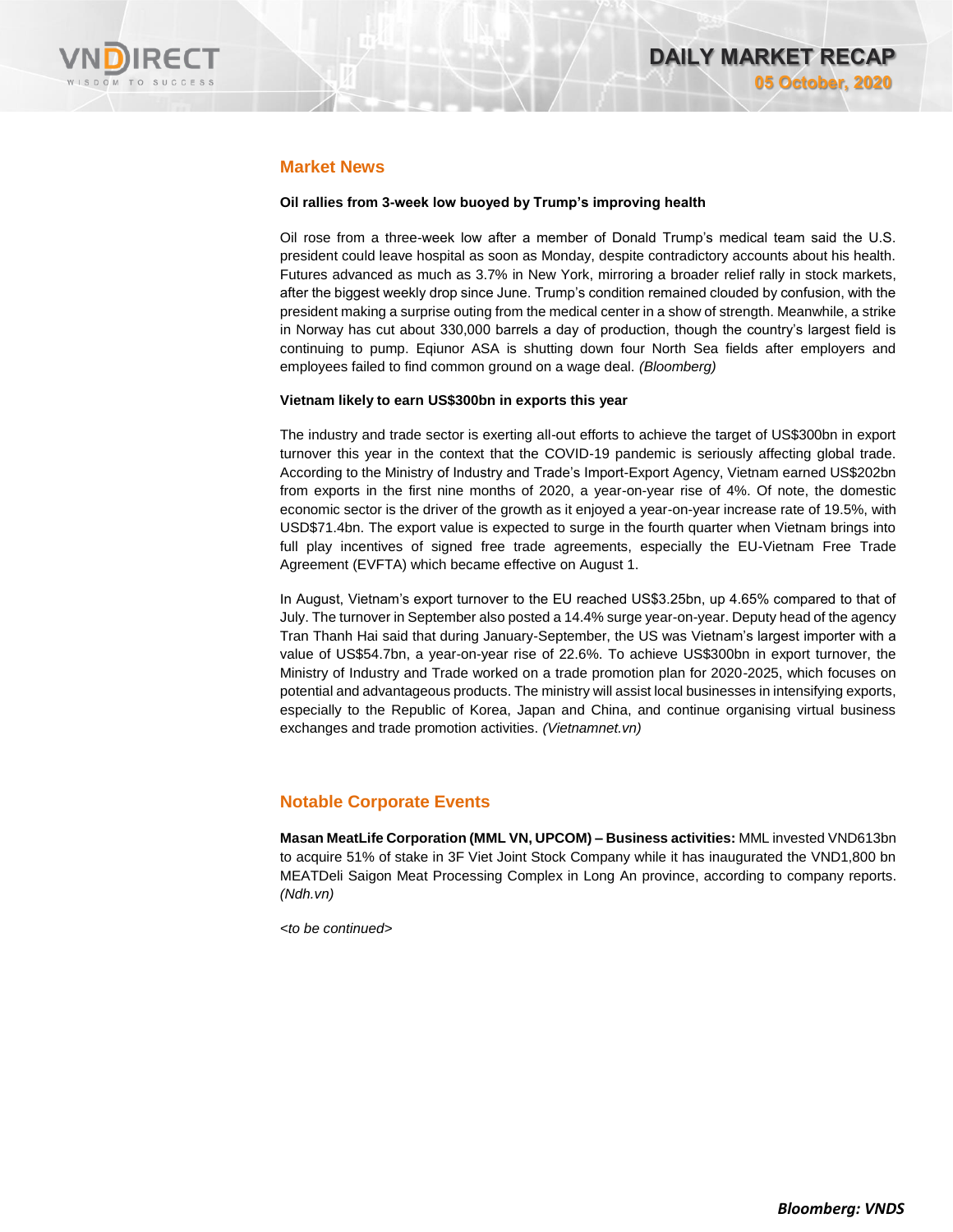## Market News

**Oil rallies from 3-week low buoyed by Trump's improving health**

Oil rose from a three-week low after a member of Donald Trump's medical team said the U.S. president could leave hospital as soon as Monday, despite contradictory accounts about his health. Futures advanced as much as 3.7% in New York, mirroring a broader relief rally in stock markets, after the biggest weekly drop since June. Trump's condition remained clouded by confusion, with the president making a surprise outing from the medical center in a show of strength. Meanwhile, a strike in Norway has cut about 330,000 barrels a day of production, though the country's largest field is continuing to pump. Eqinuor ASA is shutting down four North Sea fields after employers and employees failed to find common ground on a wage deal. *(Bloomberg)*

**Vietnam likely to earn US$300bn in exports this year**

The industry and trade sector is exerting all-out efforts to achieve the target of US$300bn in export turnover this year in the context that the COVID-19 pandemic is seriously affecting global trade. According to the Ministry of Industry and Trade's Import-Export Agency, Vietnam earned US$202bn from exports in the first nine months of 2020, a year-on-year rise of 4%. Of note, the domestic economic sector is the driver of the growth as it enjoyed a year-on-year increase rate of 19.5%, with USD$71.4bn. The export value is expected to surge in the fourth quarter when Vietnam brings into full play incentives of signed free trade agreements, especially the EU-Vietnam Free Trade Agreement (EVFTA) which became effective on August 1.

In August, Vietnam's export turnover to the EU reached US$3.25bn, up 4.65% compared to that of July. The turnover in September also posted a 14.4% surge year-on-year. Deputy head of the agency Tran Thanh Hai said that during January-September, the US was Vietnam's largest importer with a value of US$54.7bn, a year-on-year rise of 22.6%. To achieve US$300bn in export turnover, the Ministry of Industry and Trade worked on a trade promotion plan for 2020-2025, which focuses on potential and advantageous products. The ministry will assist local businesses in intensifying exports, especially to the Republic of Korea, Japan and China, and continue organising virtual business exchanges and trade promotion activities. *(Vietnamnet.vn)*

## Notable Corporate Events

**Masan MeatLife Corporation (MML VN, UPCOM) – Business activities:** MML invested VND613bn to acquire 51% of stake in 3F Viet Joint Stock Company while it has inaugurated the VND1,800 bn MEATDeli Saigon Meat Processing Complex in Long An province, according to company reports. *(Ndh.vn)*

*<to be continued>*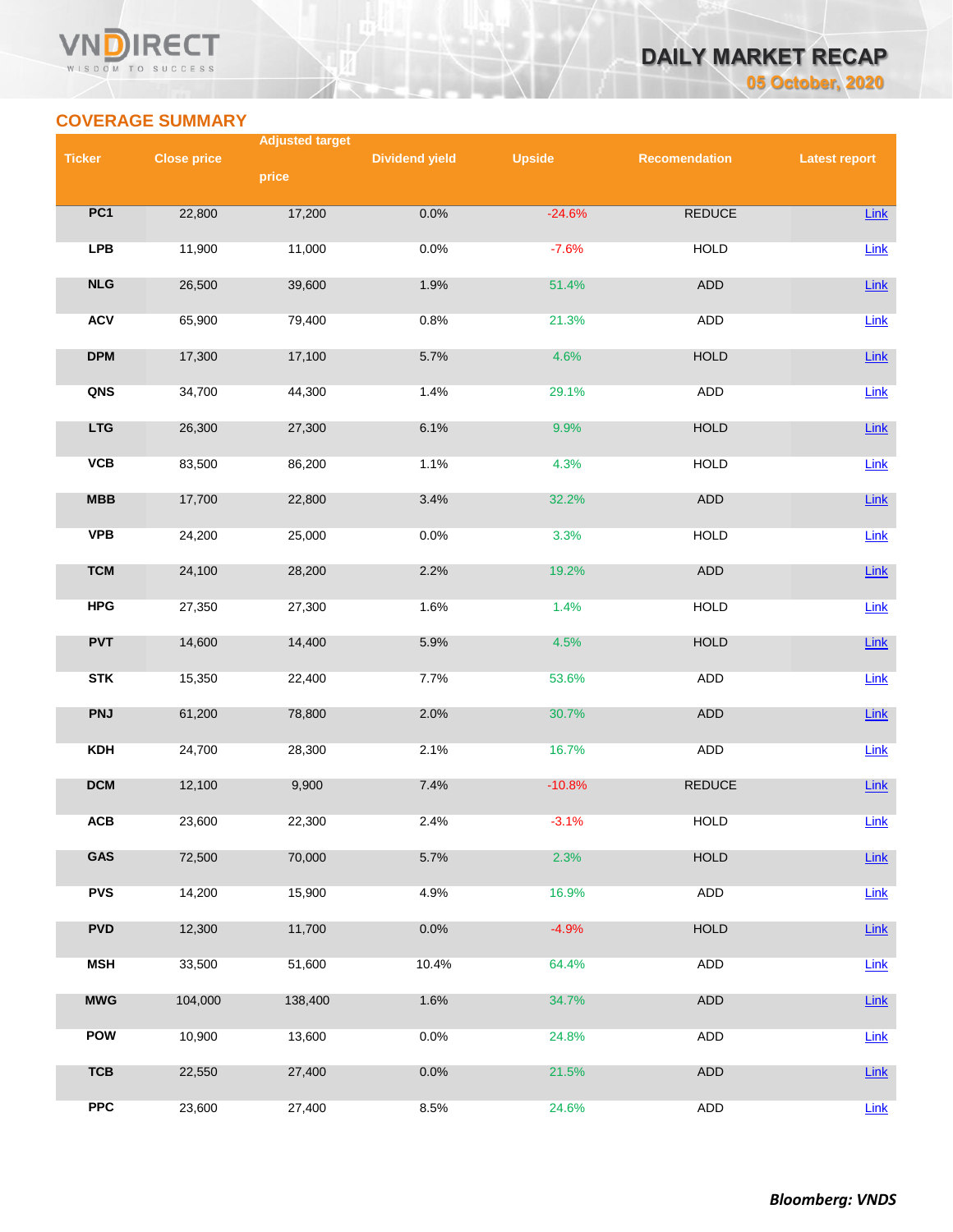## COVERAGE SUMMARY

| Ticker | Close price | Adjusted target price | Dividend yield | Upside | Recomendation | Latest report |
|---|---|---|---|---|---|---|
| PC1 | 22,800 | 17,200 | 0.0% | -24.6% | REDUCE | Link |
| LPB | 11,900 | 11,000 | 0.0% | -7.6% | HOLD | Link |
| NLG | 26,500 | 39,600 | 1.9% | 51.4% | ADD | Link |
| ACV | 65,900 | 79,400 | 0.8% | 21.3% | ADD | Link |
| DPM | 17,300 | 17,100 | 5.7% | 4.6% | HOLD | Link |
| QNS | 34,700 | 44,300 | 1.4% | 29.1% | ADD | Link |
| LTG | 26,300 | 27,300 | 6.1% | 9.9% | HOLD | Link |
| VCB | 83,500 | 86,200 | 1.1% | 4.3% | HOLD | Link |
| MBB | 17,700 | 22,800 | 3.4% | 32.2% | ADD | Link |
| VPB | 24,200 | 25,000 | 0.0% | 3.3% | HOLD | Link |
| TCM | 24,100 | 28,200 | 2.2% | 19.2% | ADD | Link |
| HPG | 27,350 | 27,300 | 1.6% | 1.4% | HOLD | Link |
| PVT | 14,600 | 14,400 | 5.9% | 4.5% | HOLD | Link |
| STK | 15,350 | 22,400 | 7.7% | 53.6% | ADD | Link |
| PNJ | 61,200 | 78,800 | 2.0% | 30.7% | ADD | Link |
| KDH | 24,700 | 28,300 | 2.1% | 16.7% | ADD | Link |
| DCM | 12,100 | 9,900 | 7.4% | -10.8% | REDUCE | Link |
| ACB | 23,600 | 22,300 | 2.4% | -3.1% | HOLD | Link |
| GAS | 72,500 | 70,000 | 5.7% | 2.3% | HOLD | Link |
| PVS | 14,200 | 15,900 | 4.9% | 16.9% | ADD | Link |
| PVD | 12,300 | 11,700 | 0.0% | -4.9% | HOLD | Link |
| MSH | 33,500 | 51,600 | 10.4% | 64.4% | ADD | Link |
| MWG | 104,000 | 138,400 | 1.6% | 34.7% | ADD | Link |
| POW | 10,900 | 13,600 | 0.0% | 24.8% | ADD | Link |
| TCB | 22,550 | 27,400 | 0.0% | 21.5% | ADD | Link |
| PPC | 23,600 | 27,400 | 8.5% | 24.6% | ADD | Link |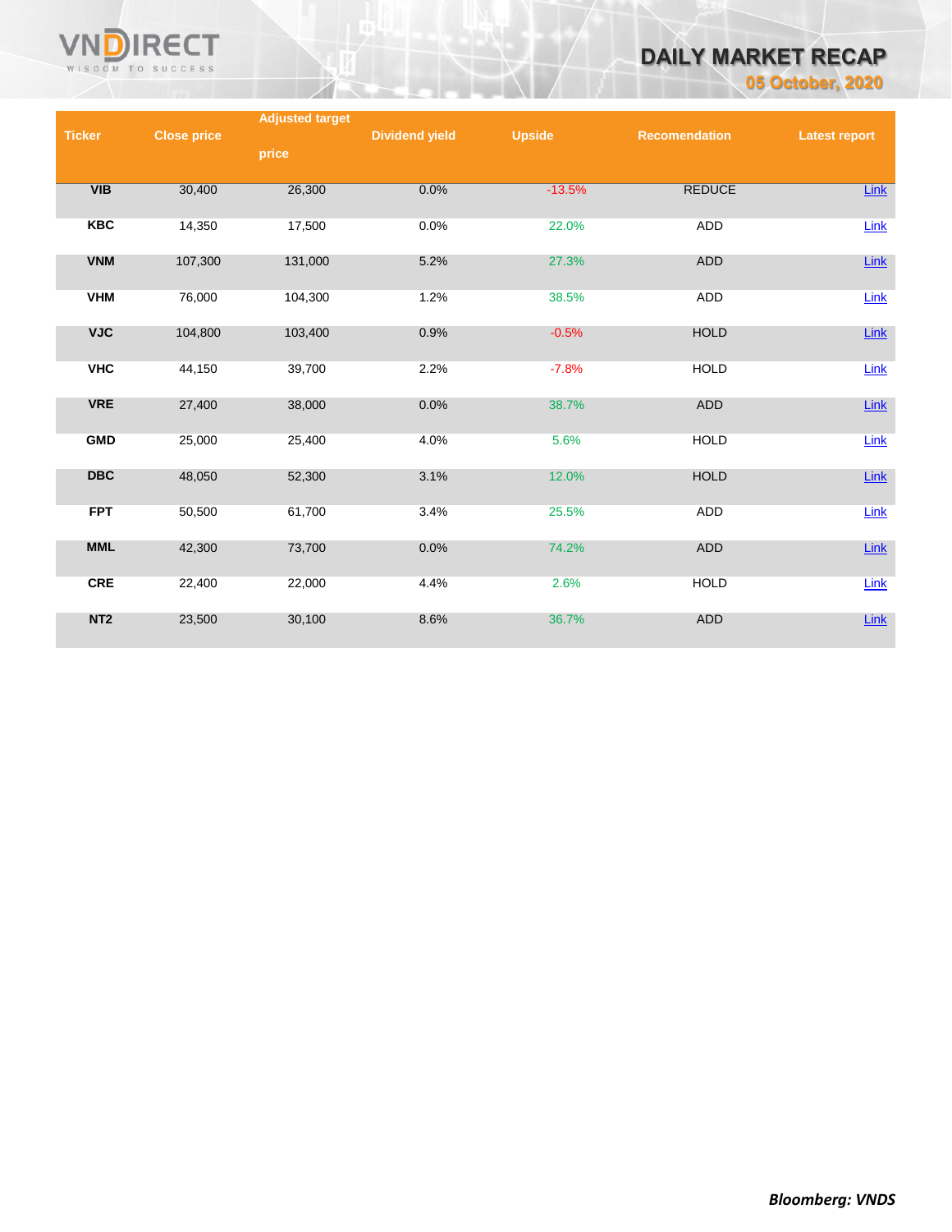| Ticker | Close price | Adjusted target price | Dividend yield | Upside | Recomendation | Latest report |
|---|---|---|---|---|---|---|
| VIB | 30,400 | 26,300 | 0.0% | -13.5% | REDUCE | Link |
| KBC | 14,350 | 17,500 | 0.0% | 22.0% | ADD | Link |
| VNM | 107,300 | 131,000 | 5.2% | 27.3% | ADD | Link |
| VHM | 76,000 | 104,300 | 1.2% | 38.5% | ADD | Link |
| VJC | 104,800 | 103,400 | 0.9% | -0.5% | HOLD | Link |
| VHC | 44,150 | 39,700 | 2.2% | -7.8% | HOLD | Link |
| VRE | 27,400 | 38,000 | 0.0% | 38.7% | ADD | Link |
| GMD | 25,000 | 25,400 | 4.0% | 5.6% | HOLD | Link |
| DBC | 48,050 | 52,300 | 3.1% | 12.0% | HOLD | Link |
| FPT | 50,500 | 61,700 | 3.4% | 25.5% | ADD | Link |
| MML | 42,300 | 73,700 | 0.0% | 74.2% | ADD | Link |
| CRE | 22,400 | 22,000 | 4.4% | 2.6% | HOLD | Link |
| NT2 | 23,500 | 30,100 | 8.6% | 36.7% | ADD | Link |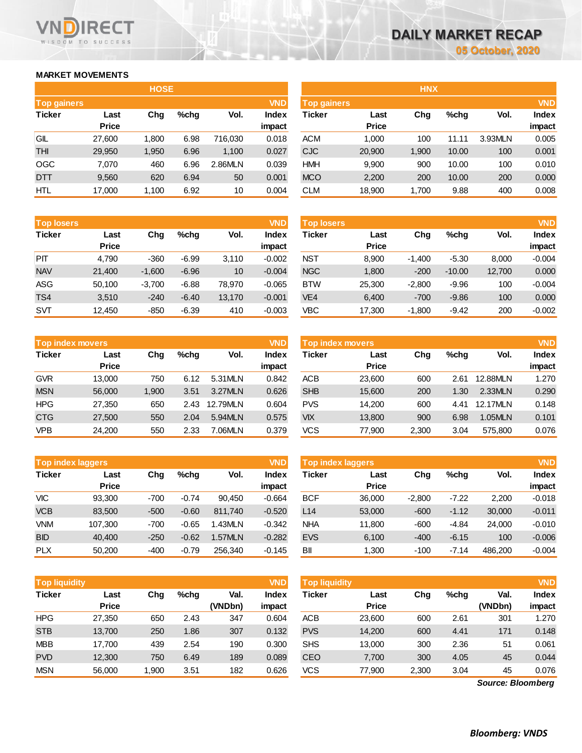# DAILY MARKET RECAP

05 October, 2020

## MARKET MOVEMENTS

### HOSE

| Top gainers | | | | | VND |
|---|---|---|---|---|---|
| Ticker | Last Price | Chg | %chg | Vol. | Index impact |
| GIL | 27,600 | 1,800 | 6.98 | 716,030 | 0.018 |
| THI | 29,950 | 1,950 | 6.96 | 1,100 | 0.027 |
| OGC | 7,070 | 460 | 6.96 | 2.86MLN | 0.039 |
| DTT | 9,560 | 620 | 6.94 | 50 | 0.001 |
| HTL | 17,000 | 1,100 | 6.92 | 10 | 0.004 |

| Top losers | | | | | VND |
|---|---|---|---|---|---|
| Ticker | Last Price | Chg | %chg | Vol. | Index impact |
| PIT | 4,790 | -360 | -6.99 | 3,110 | -0.002 |
| NAV | 21,400 | -1,600 | -6.96 | 10 | -0.004 |
| ASG | 50,100 | -3,700 | -6.88 | 78,970 | -0.065 |
| TS4 | 3,510 | -240 | -6.40 | 13,170 | -0.001 |
| SVT | 12,450 | -850 | -6.39 | 410 | -0.003 |

| Top index movers | | | | | VND |
|---|---|---|---|---|---|
| Ticker | Last Price | Chg | %chg | Vol. | Index impact |
| GVR | 13,000 | 750 | 6.12 | 5.31MLN | 0.842 |
| MSN | 56,000 | 1,900 | 3.51 | 3.27MLN | 0.626 |
| HPG | 27,350 | 650 | 2.43 | 12.79MLN | 0.604 |
| CTG | 27,500 | 550 | 2.04 | 5.94MLN | 0.575 |
| VPB | 24,200 | 550 | 2.33 | 7.06MLN | 0.379 |

| Top index laggers | | | | | VND |
|---|---|---|---|---|---|
| Ticker | Last Price | Chg | %chg | Vol. | Index impact |
| VIC | 93,300 | -700 | -0.74 | 90,450 | -0.664 |
| VCB | 83,500 | -500 | -0.60 | 811,740 | -0.520 |
| VNM | 107,300 | -700 | -0.65 | 1.43MLN | -0.342 |
| BID | 40,400 | -250 | -0.62 | 1.57MLN | -0.282 |
| PLX | 50,200 | -400 | -0.79 | 256,340 | -0.145 |

| Top liquidity | | | | | VND |
|---|---|---|---|---|---|
| Ticker | Last Price | Chg | %chg | Val. (VNDbn) | Index impact |
| HPG | 27,350 | 650 | 2.43 | 347 | 0.604 |
| STB | 13,700 | 250 | 1.86 | 307 | 0.132 |
| MBB | 17,700 | 439 | 2.54 | 190 | 0.300 |
| PVD | 12,300 | 750 | 6.49 | 189 | 0.089 |
| MSN | 56,000 | 1,900 | 3.51 | 182 | 0.626 |

### HNX

| Top gainers | | | | | VND |
|---|---|---|---|---|---|
| Ticker | Last Price | Chg | %chg | Vol. | Index impact |
| ACM | 1,000 | 100 | 11.11 | 3.93MLN | 0.005 |
| CJC | 20,900 | 1,900 | 10.00 | 100 | 0.001 |
| HMH | 9,900 | 900 | 10.00 | 100 | 0.010 |
| MCO | 2,200 | 200 | 10.00 | 200 | 0.000 |
| CLM | 18,900 | 1,700 | 9.88 | 400 | 0.008 |

| Top losers | | | | | VND |
|---|---|---|---|---|---|
| Ticker | Last Price | Chg | %chg | Vol. | Index impact |
| NST | 8,900 | -1,400 | -5.30 | 8,000 | -0.004 |
| NGC | 1,800 | -200 | -10.00 | 12,700 | 0.000 |
| BTW | 25,300 | -2,800 | -9.96 | 100 | -0.004 |
| VE4 | 6,400 | -700 | -9.86 | 100 | 0.000 |
| VBC | 17,300 | -1,800 | -9.42 | 200 | -0.002 |

| Top index movers | | | | | VND |
|---|---|---|---|---|---|
| Ticker | Last Price | Chg | %chg | Vol. | Index impact |
| ACB | 23,600 | 600 | 2.61 | 12.88MLN | 1.270 |
| SHB | 15,600 | 200 | 1.30 | 2.33MLN | 0.290 |
| PVS | 14,200 | 600 | 4.41 | 12.17MLN | 0.148 |
| VIX | 13,800 | 900 | 6.98 | 1.05MLN | 0.101 |
| VCS | 77,900 | 2,300 | 3.04 | 575,800 | 0.076 |

| Top index laggers | | | | | VND |
|---|---|---|---|---|---|
| Ticker | Last Price | Chg | %chg | Vol. | Index impact |
| BCF | 36,000 | -2,800 | -7.22 | 2,200 | -0.018 |
| L14 | 53,000 | -600 | -1.12 | 30,000 | -0.011 |
| NHA | 11,800 | -600 | -4.84 | 24,000 | -0.010 |
| EVS | 6,100 | -400 | -6.15 | 100 | -0.006 |
| BII | 1,300 | -100 | -7.14 | 486,200 | -0.004 |

| Top liquidity | | | | | VND |
|---|---|---|---|---|---|
| Ticker | Last Price | Chg | %chg | Val. (VNDbn) | Index impact |
| ACB | 23,600 | 600 | 2.61 | 301 | 1.270 |
| PVS | 14,200 | 600 | 4.41 | 171 | 0.148 |
| SHS | 13,000 | 300 | 2.36 | 51 | 0.061 |
| CEO | 7,700 | 300 | 4.05 | 45 | 0.044 |
| VCS | 77,900 | 2,300 | 3.04 | 45 | 0.076 |

*Source: Bloomberg*

***Bloomberg: VNDS***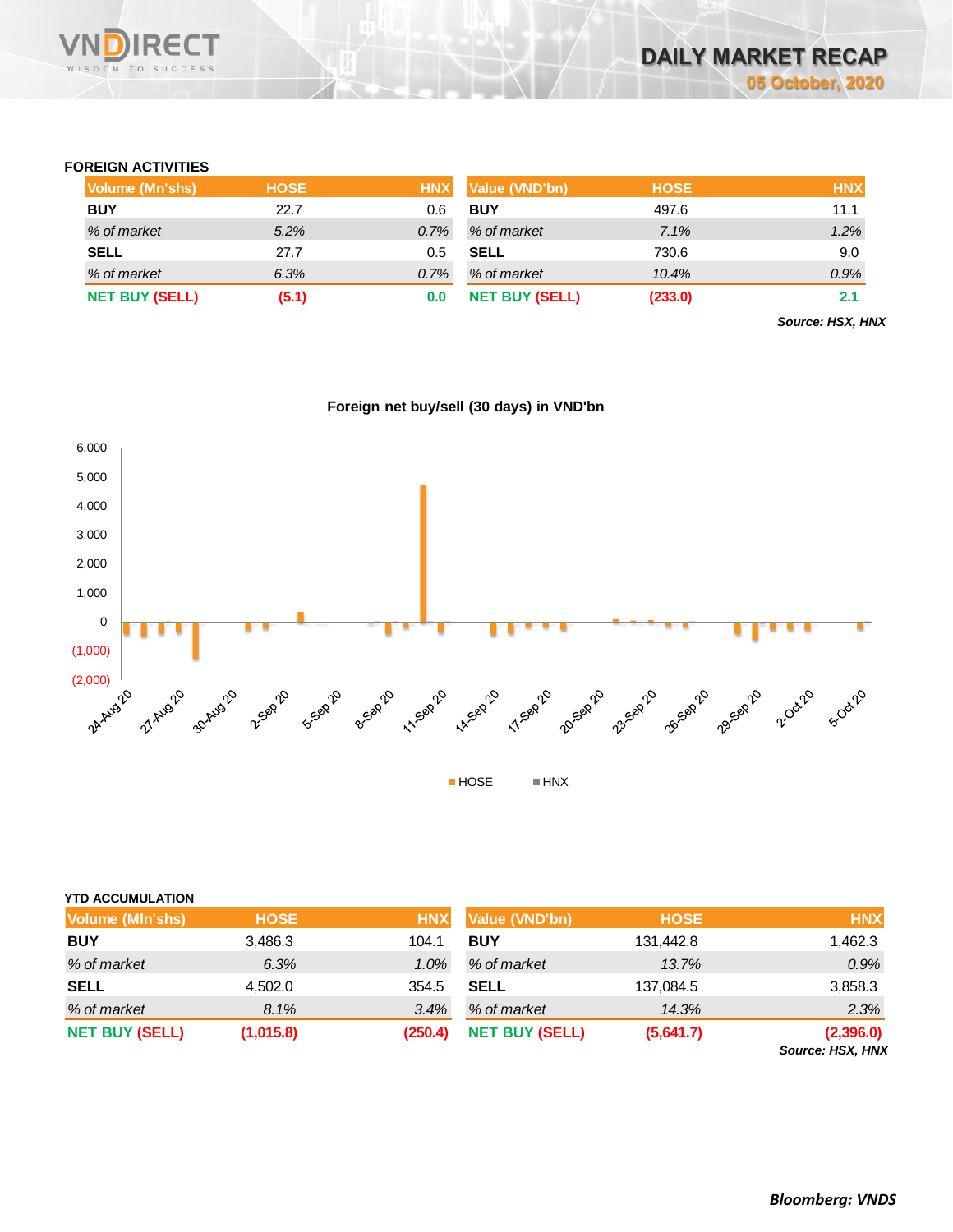## FOREIGN ACTIVITIES

| Volume (Mn'shs) | HOSE | HNX | Value (VND'bn) | HOSE | HNX |
|---|---|---|---|---|---|
| **BUY** | 22.7 | 0.6 | **BUY** | 497.6 | 11.1 |
| *% of market* | *5.2%* | *0.7%* | *% of market* | *7.1%* | *1.2%* |
| **SELL** | 27.7 | 0.5 | **SELL** | 730.6 | 9.0 |
| *% of market* | *6.3%* | *0.7%* | *% of market* | *10.4%* | *0.9%* |
| **NET BUY (SELL)** | **(5.1)** | **0.0** | **NET BUY (SELL)** | **(233.0)** | **2.1** |

***Source: HSX, HNX***

**Foreign net buy/sell (30 days) in VND'bn**

## YTD ACCUMULATION

| Volume (Mln'shs) | HOSE | HNX | Value (VND'bn) | HOSE | HNX |
|---|---|---|---|---|---|
| **BUY** | 3,486.3 | 104.1 | **BUY** | 131,442.8 | 1,462.3 |
| *% of market* | *6.3%* | *1.0%* | *% of market* | *13.7%* | *0.9%* |
| **SELL** | 4,502.0 | 354.5 | **SELL** | 137,084.5 | 3,858.3 |
| *% of market* | *8.1%* | *3.4%* | *% of market* | *14.3%* | *2.3%* |
| **NET BUY (SELL)** | **(1,015.8)** | **(250.4)** | **NET BUY (SELL)** | **(5,641.7)** | **(2,396.0)** |

***Source: HSX, HNX***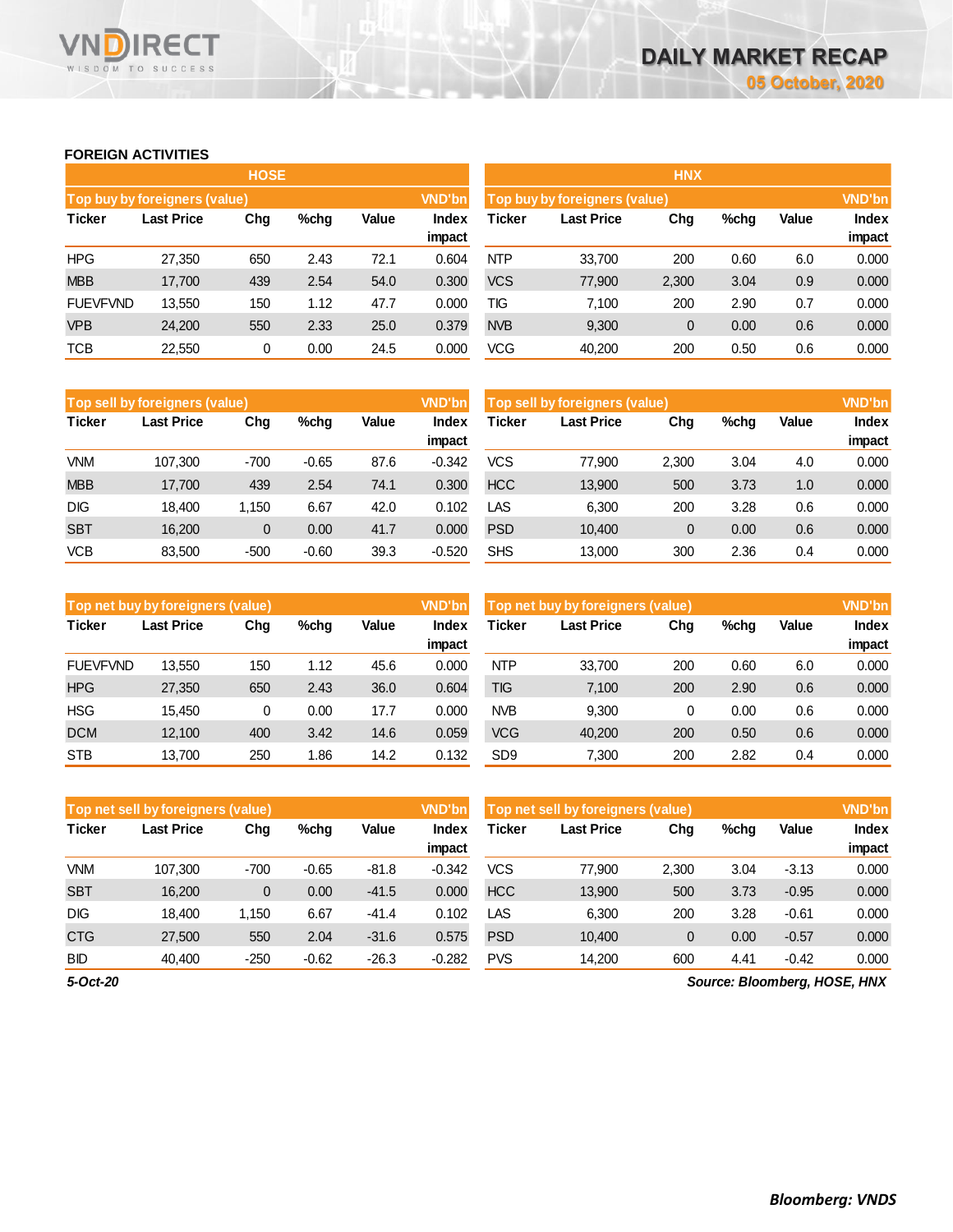# DAILY MARKET RECAP

05 October, 2020

## FOREIGN ACTIVITIES

### HOSE

| Top buy by foreigners (value) | | | | | VND'bn |
|---|---|---|---|---|---|
| Ticker | Last Price | Chg | %chg | Value | Index impact |
| HPG | 27,350 | 650 | 2.43 | 72.1 | 0.604 |
| MBB | 17,700 | 439 | 2.54 | 54.0 | 0.300 |
| FUEVFVND | 13,550 | 150 | 1.12 | 47.7 | 0.000 |
| VPB | 24,200 | 550 | 2.33 | 25.0 | 0.379 |
| TCB | 22,550 | 0 | 0.00 | 24.5 | 0.000 |

| Top sell by foreigners (value) | | | | | VND'bn |
|---|---|---|---|---|---|
| Ticker | Last Price | Chg | %chg | Value | Index impact |
| VNM | 107,300 | -700 | -0.65 | 87.6 | -0.342 |
| MBB | 17,700 | 439 | 2.54 | 74.1 | 0.300 |
| DIG | 18,400 | 1,150 | 6.67 | 42.0 | 0.102 |
| SBT | 16,200 | 0 | 0.00 | 41.7 | 0.000 |
| VCB | 83,500 | -500 | -0.60 | 39.3 | -0.520 |

| Top net buy by foreigners (value) | | | | | VND'bn |
|---|---|---|---|---|---|
| Ticker | Last Price | Chg | %chg | Value | Index impact |
| FUEVFVND | 13,550 | 150 | 1.12 | 45.6 | 0.000 |
| HPG | 27,350 | 650 | 2.43 | 36.0 | 0.604 |
| HSG | 15,450 | 0 | 0.00 | 17.7 | 0.000 |
| DCM | 12,100 | 400 | 3.42 | 14.6 | 0.059 |
| STB | 13,700 | 250 | 1.86 | 14.2 | 0.132 |

| Top net sell by foreigners (value) | | | | | VND'bn |
|---|---|---|---|---|---|
| Ticker | Last Price | Chg | %chg | Value | Index impact |
| VNM | 107,300 | -700 | -0.65 | -81.8 | -0.342 |
| SBT | 16,200 | 0 | 0.00 | -41.5 | 0.000 |
| DIG | 18,400 | 1,150 | 6.67 | -41.4 | 0.102 |
| CTG | 27,500 | 550 | 2.04 | -31.6 | 0.575 |
| BID | 40,400 | -250 | -0.62 | -26.3 | -0.282 |

### HNX

| Top buy by foreigners (value) | | | | | VND'bn |
|---|---|---|---|---|---|
| Ticker | Last Price | Chg | %chg | Value | Index impact |
| NTP | 33,700 | 200 | 0.60 | 6.0 | 0.000 |
| VCS | 77,900 | 2,300 | 3.04 | 0.9 | 0.000 |
| TIG | 7,100 | 200 | 2.90 | 0.7 | 0.000 |
| NVB | 9,300 | 0 | 0.00 | 0.6 | 0.000 |
| VCG | 40,200 | 200 | 0.50 | 0.6 | 0.000 |

| Top sell by foreigners (value) | | | | | VND'bn |
|---|---|---|---|---|---|
| Ticker | Last Price | Chg | %chg | Value | Index impact |
| VCS | 77,900 | 2,300 | 3.04 | 4.0 | 0.000 |
| HCC | 13,900 | 500 | 3.73 | 1.0 | 0.000 |
| LAS | 6,300 | 200 | 3.28 | 0.6 | 0.000 |
| PSD | 10,400 | 0 | 0.00 | 0.6 | 0.000 |
| SHS | 13,000 | 300 | 2.36 | 0.4 | 0.000 |

| Top net buy by foreigners (value) | | | | | VND'bn |
|---|---|---|---|---|---|
| Ticker | Last Price | Chg | %chg | Value | Index impact |
| NTP | 33,700 | 200 | 0.60 | 6.0 | 0.000 |
| TIG | 7,100 | 200 | 2.90 | 0.6 | 0.000 |
| NVB | 9,300 | 0 | 0.00 | 0.6 | 0.000 |
| VCG | 40,200 | 200 | 0.50 | 0.6 | 0.000 |
| SD9 | 7,300 | 200 | 2.82 | 0.4 | 0.000 |

| Top net sell by foreigners (value) | | | | | VND'bn |
|---|---|---|---|---|---|
| Ticker | Last Price | Chg | %chg | Value | Index impact |
| VCS | 77,900 | 2,300 | 3.04 | -3.13 | 0.000 |
| HCC | 13,900 | 500 | 3.73 | -0.95 | 0.000 |
| LAS | 6,300 | 200 | 3.28 | -0.61 | 0.000 |
| PSD | 10,400 | 0 | 0.00 | -0.57 | 0.000 |
| PVS | 14,200 | 600 | 4.41 | -0.42 | 0.000 |

*5-Oct-20*

*Source: Bloomberg, HOSE, HNX*

***Bloomberg: VNDS***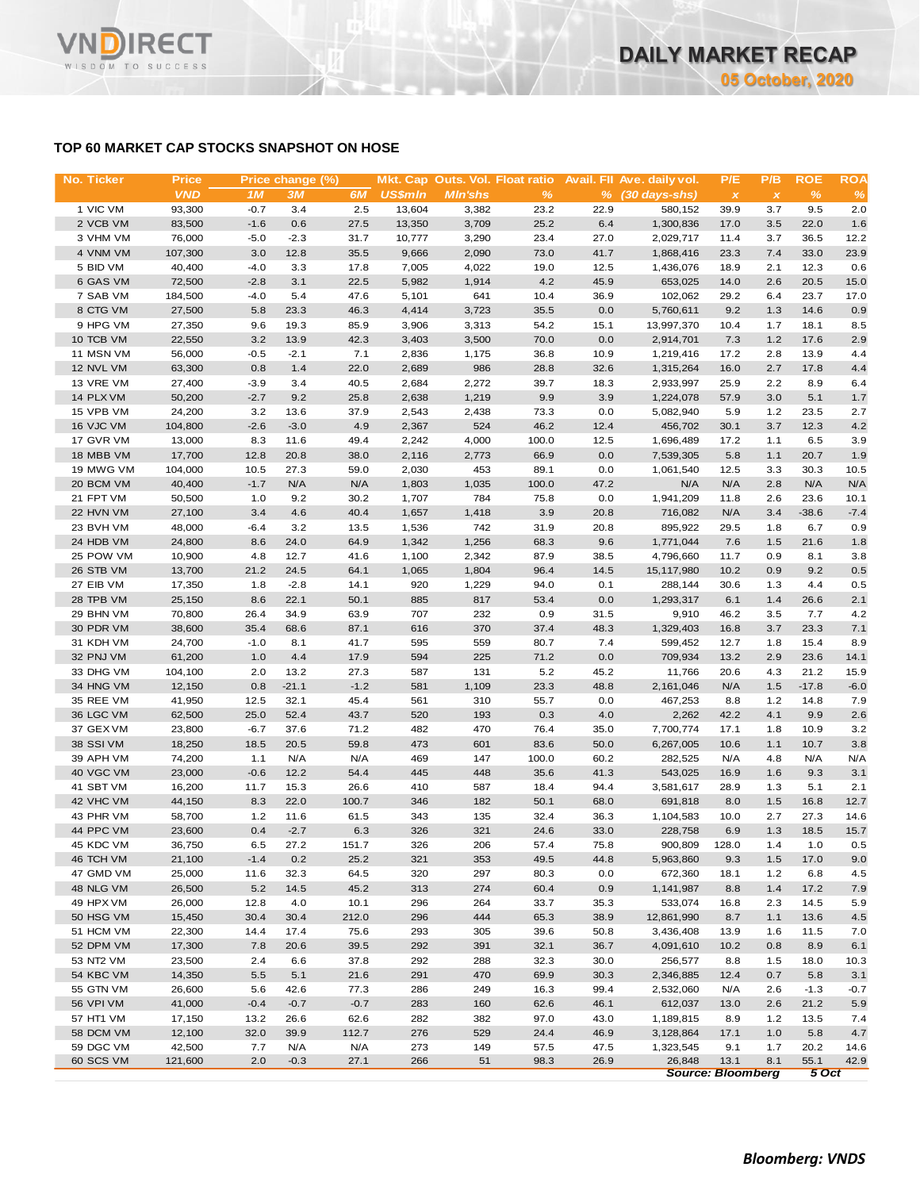## TOP 60 MARKET CAP STOCKS SNAPSHOT ON HOSE

| No. Ticker | Price | Price change (%) | | | Mkt. Cap | Outs. Vol. | Float ratio | Avail. FII | Ave. daily vol. | P/E | P/B | ROE | ROA |
|---|---|---|---|---|---|---|---|---|---|---|---|---|---|
| | VND | 1M | 3M | 6M | US$mln | Mln'shs | % | % | (30 days-shs) | x | x | % | % |
| 1 VIC VM | 93,300 | -0.7 | 3.4 | 2.5 | 13,604 | 3,382 | 23.2 | 22.9 | 580,152 | 39.9 | 3.7 | 9.5 | 2.0 |
| 2 VCB VM | 83,500 | -1.6 | 0.6 | 27.5 | 13,350 | 3,709 | 25.2 | 6.4 | 1,300,836 | 17.0 | 3.5 | 22.0 | 1.6 |
| 3 VHM VM | 76,000 | -5.0 | -2.3 | 31.7 | 10,777 | 3,290 | 23.4 | 27.0 | 2,029,717 | 11.4 | 3.7 | 36.5 | 12.2 |
| 4 VNM VM | 107,300 | 3.0 | 12.8 | 35.5 | 9,666 | 2,090 | 73.0 | 41.7 | 1,868,416 | 23.3 | 7.4 | 33.0 | 23.9 |
| 5 BID VM | 40,400 | -4.0 | 3.3 | 17.8 | 7,005 | 4,022 | 19.0 | 12.5 | 1,436,076 | 18.9 | 2.1 | 12.3 | 0.6 |
| 6 GAS VM | 72,500 | -2.8 | 3.1 | 22.5 | 5,982 | 1,914 | 4.2 | 45.9 | 653,025 | 14.0 | 2.6 | 20.5 | 15.0 |
| 7 SAB VM | 184,500 | -4.0 | 5.4 | 47.6 | 5,101 | 641 | 10.4 | 36.9 | 102,062 | 29.2 | 6.4 | 23.7 | 17.0 |
| 8 CTG VM | 27,500 | 5.8 | 23.3 | 46.3 | 4,414 | 3,723 | 35.5 | 0.0 | 5,760,611 | 9.2 | 1.3 | 14.6 | 0.9 |
| 9 HPG VM | 27,350 | 9.6 | 19.3 | 85.9 | 3,906 | 3,313 | 54.2 | 15.1 | 13,997,370 | 10.4 | 1.7 | 18.1 | 8.5 |
| 10 TCB VM | 22,550 | 3.2 | 13.9 | 42.3 | 3,403 | 3,500 | 70.0 | 0.0 | 2,914,701 | 7.3 | 1.2 | 17.6 | 2.9 |
| 11 MSN VM | 56,000 | -0.5 | -2.1 | 7.1 | 2,836 | 1,175 | 36.8 | 10.9 | 1,219,416 | 17.2 | 2.8 | 13.9 | 4.4 |
| 12 NVL VM | 63,300 | 0.8 | 1.4 | 22.0 | 2,689 | 986 | 28.8 | 32.6 | 1,315,264 | 16.0 | 2.7 | 17.8 | 4.4 |
| 13 VRE VM | 27,400 | -3.9 | 3.4 | 40.5 | 2,684 | 2,272 | 39.7 | 18.3 | 2,933,997 | 25.9 | 2.2 | 8.9 | 6.4 |
| 14 PLX VM | 50,200 | -2.7 | 9.2 | 25.8 | 2,638 | 1,219 | 9.9 | 3.9 | 1,224,078 | 57.9 | 3.0 | 5.1 | 1.7 |
| 15 VPB VM | 24,200 | 3.2 | 13.6 | 37.9 | 2,543 | 2,438 | 73.3 | 0.0 | 5,082,940 | 5.9 | 1.2 | 23.5 | 2.7 |
| 16 VJC VM | 104,800 | -2.6 | -3.0 | 4.9 | 2,367 | 524 | 46.2 | 12.4 | 456,702 | 30.1 | 3.7 | 12.3 | 4.2 |
| 17 GVR VM | 13,000 | 8.3 | 11.6 | 49.4 | 2,242 | 4,000 | 100.0 | 12.5 | 1,696,489 | 17.2 | 1.1 | 6.5 | 3.9 |
| 18 MBB VM | 17,700 | 12.8 | 20.8 | 38.0 | 2,116 | 2,773 | 66.9 | 0.0 | 7,539,305 | 5.8 | 1.1 | 20.7 | 1.9 |
| 19 MWG VM | 104,000 | 10.5 | 27.3 | 59.0 | 2,030 | 453 | 89.1 | 0.0 | 1,061,540 | 12.5 | 3.3 | 30.3 | 10.5 |
| 20 BCM VM | 40,400 | -1.7 | N/A | N/A | 1,803 | 1,035 | 100.0 | 47.2 | N/A | N/A | 2.8 | N/A | N/A |
| 21 FPT VM | 50,500 | 1.0 | 9.2 | 30.2 | 1,707 | 784 | 75.8 | 0.0 | 1,941,209 | 11.8 | 2.6 | 23.6 | 10.1 |
| 22 HVN VM | 27,100 | 3.4 | 4.6 | 40.4 | 1,657 | 1,418 | 3.9 | 20.8 | 716,082 | N/A | 3.4 | -38.6 | -7.4 |
| 23 BVH VM | 48,000 | -6.4 | 3.2 | 13.5 | 1,536 | 742 | 31.9 | 20.8 | 895,922 | 29.5 | 1.8 | 6.7 | 0.9 |
| 24 HDB VM | 24,800 | 8.6 | 24.0 | 64.9 | 1,342 | 1,256 | 68.3 | 9.6 | 1,771,044 | 7.6 | 1.5 | 21.6 | 1.8 |
| 25 POW VM | 10,900 | 4.8 | 12.7 | 41.6 | 1,100 | 2,342 | 87.9 | 38.5 | 4,796,660 | 11.7 | 0.9 | 8.1 | 3.8 |
| 26 STB VM | 13,700 | 21.2 | 24.5 | 64.1 | 1,065 | 1,804 | 96.4 | 14.5 | 15,117,980 | 10.2 | 0.9 | 9.2 | 0.5 |
| 27 EIB VM | 17,350 | 1.8 | -2.8 | 14.1 | 920 | 1,229 | 94.0 | 0.1 | 288,144 | 30.6 | 1.3 | 4.4 | 0.5 |
| 28 TPB VM | 25,150 | 8.6 | 22.1 | 50.1 | 885 | 817 | 53.4 | 0.0 | 1,293,317 | 6.1 | 1.4 | 26.6 | 2.1 |
| 29 BHN VM | 70,800 | 26.4 | 34.9 | 63.9 | 707 | 232 | 0.9 | 31.5 | 9,910 | 46.2 | 3.5 | 7.7 | 4.2 |
| 30 PDR VM | 38,600 | 35.4 | 68.6 | 87.1 | 616 | 370 | 37.4 | 48.3 | 1,329,403 | 16.8 | 3.7 | 23.3 | 7.1 |
| 31 KDH VM | 24,700 | -1.0 | 8.1 | 41.7 | 595 | 559 | 80.7 | 7.4 | 599,452 | 12.7 | 1.8 | 15.4 | 8.9 |
| 32 PNJ VM | 61,200 | 1.0 | 4.4 | 17.9 | 594 | 225 | 71.2 | 0.0 | 709,934 | 13.2 | 2.9 | 23.6 | 14.1 |
| 33 DHG VM | 104,100 | 2.0 | 13.2 | 27.3 | 587 | 131 | 5.2 | 45.2 | 11,766 | 20.6 | 4.3 | 21.2 | 15.9 |
| 34 HNG VM | 12,150 | 0.8 | -21.1 | -1.2 | 581 | 1,109 | 23.3 | 48.8 | 2,161,046 | N/A | 1.5 | -17.8 | -6.0 |
| 35 REE VM | 41,950 | 12.5 | 32.1 | 45.4 | 561 | 310 | 55.7 | 0.0 | 467,253 | 8.8 | 1.2 | 14.8 | 7.9 |
| 36 LGC VM | 62,500 | 25.0 | 52.4 | 43.7 | 520 | 193 | 0.3 | 4.0 | 2,262 | 42.2 | 4.1 | 9.9 | 2.6 |
| 37 GEX VM | 23,800 | -6.7 | 37.6 | 71.2 | 482 | 470 | 76.4 | 35.0 | 7,700,774 | 17.1 | 1.8 | 10.9 | 3.2 |
| 38 SSI VM | 18,250 | 18.5 | 20.5 | 59.8 | 473 | 601 | 83.6 | 50.0 | 6,267,005 | 10.6 | 1.1 | 10.7 | 3.8 |
| 39 APH VM | 74,200 | 1.1 | N/A | N/A | 469 | 147 | 100.0 | 60.2 | 282,525 | N/A | 4.8 | N/A | N/A |
| 40 VGC VM | 23,000 | -0.6 | 12.2 | 54.4 | 445 | 448 | 35.6 | 41.3 | 543,025 | 16.9 | 1.6 | 9.3 | 3.1 |
| 41 SBT VM | 16,200 | 11.7 | 15.3 | 26.6 | 410 | 587 | 18.4 | 94.4 | 3,581,617 | 28.9 | 1.3 | 5.1 | 2.1 |
| 42 VHC VM | 44,150 | 8.3 | 22.0 | 100.7 | 346 | 182 | 50.1 | 68.0 | 691,818 | 8.0 | 1.5 | 16.8 | 12.7 |
| 43 PHR VM | 58,700 | 1.2 | 11.6 | 61.5 | 343 | 135 | 32.4 | 36.3 | 1,104,583 | 10.0 | 2.7 | 27.3 | 14.6 |
| 44 PPC VM | 23,600 | 0.4 | -2.7 | 6.3 | 326 | 321 | 24.6 | 33.0 | 228,758 | 6.9 | 1.3 | 18.5 | 15.7 |
| 45 KDC VM | 36,750 | 6.5 | 27.2 | 151.7 | 326 | 206 | 57.4 | 75.8 | 900,809 | 128.0 | 1.4 | 1.0 | 0.5 |
| 46 TCH VM | 21,100 | -1.4 | 0.2 | 25.2 | 321 | 353 | 49.5 | 44.8 | 5,963,860 | 9.3 | 1.5 | 17.0 | 9.0 |
| 47 GMD VM | 25,000 | 11.6 | 32.3 | 64.5 | 320 | 297 | 80.3 | 0.0 | 672,360 | 18.1 | 1.2 | 6.8 | 4.5 |
| 48 NLG VM | 26,500 | 5.2 | 14.5 | 45.2 | 313 | 274 | 60.4 | 0.9 | 1,141,987 | 8.8 | 1.4 | 17.2 | 7.9 |
| 49 HPX VM | 26,000 | 12.8 | 4.0 | 10.1 | 296 | 264 | 33.7 | 35.3 | 533,074 | 16.8 | 2.3 | 14.5 | 5.9 |
| 50 HSG VM | 15,450 | 30.4 | 30.4 | 212.0 | 296 | 444 | 65.3 | 38.9 | 12,861,990 | 8.7 | 1.1 | 13.6 | 4.5 |
| 51 HCM VM | 22,300 | 14.4 | 17.4 | 75.6 | 293 | 305 | 39.6 | 50.8 | 3,436,408 | 13.9 | 1.6 | 11.5 | 7.0 |
| 52 DPM VM | 17,300 | 7.8 | 20.6 | 39.5 | 292 | 391 | 32.1 | 36.7 | 4,091,610 | 10.2 | 0.8 | 8.9 | 6.1 |
| 53 NT2 VM | 23,500 | 2.4 | 6.6 | 37.8 | 292 | 288 | 32.3 | 30.0 | 256,577 | 8.8 | 1.5 | 18.0 | 10.3 |
| 54 KBC VM | 14,350 | 5.5 | 5.1 | 21.6 | 291 | 470 | 69.9 | 30.3 | 2,346,885 | 12.4 | 0.7 | 5.8 | 3.1 |
| 55 GTN VM | 26,600 | 5.6 | 42.6 | 77.3 | 286 | 249 | 16.3 | 99.4 | 2,532,060 | N/A | 2.6 | -1.3 | -0.7 |
| 56 VPI VM | 41,000 | -0.4 | -0.7 | -0.7 | 283 | 160 | 62.6 | 46.1 | 612,037 | 13.0 | 2.6 | 21.2 | 5.9 |
| 57 HT1 VM | 17,150 | 13.2 | 26.6 | 62.6 | 282 | 382 | 97.0 | 43.0 | 1,189,815 | 8.9 | 1.2 | 13.5 | 7.4 |
| 58 DCM VM | 12,100 | 32.0 | 39.9 | 112.7 | 276 | 529 | 24.4 | 46.9 | 3,128,864 | 17.1 | 1.0 | 5.8 | 4.7 |
| 59 DGC VM | 42,500 | 7.7 | N/A | N/A | 273 | 149 | 57.5 | 47.5 | 1,323,545 | 9.1 | 1.7 | 20.2 | 14.6 |
| 60 SCS VM | 121,600 | 2.0 | -0.3 | 27.1 | 266 | 51 | 98.3 | 26.9 | 26,848 | 13.1 | 8.1 | 55.1 | 42.9 |

*Source: Bloomberg* *5 Oct*

*Bloomberg: VNDS*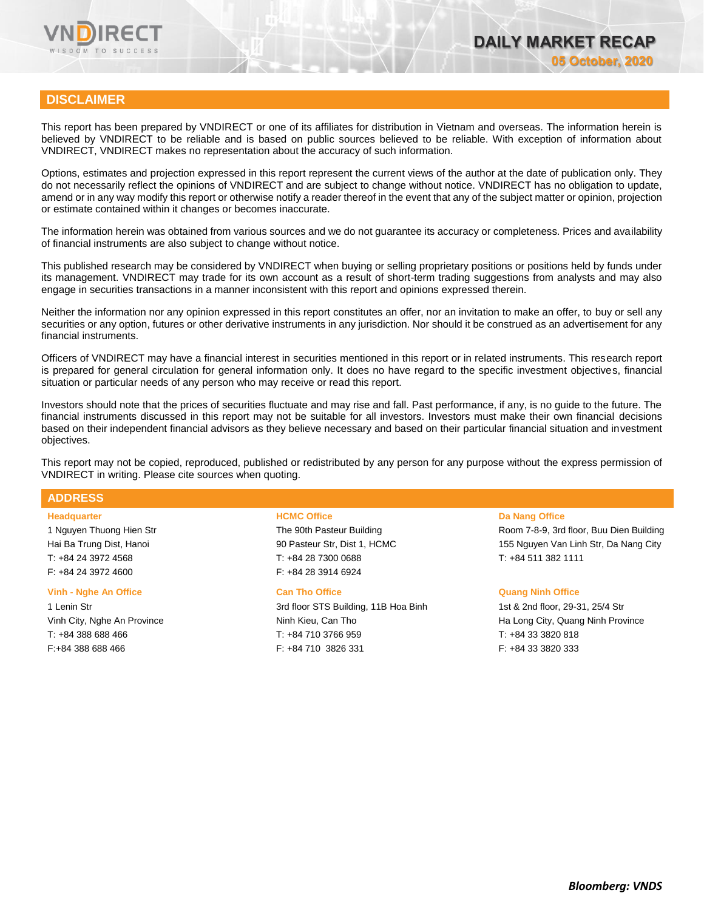## DISCLAIMER

This report has been prepared by VNDIRECT or one of its affiliates for distribution in Vietnam and overseas. The information herein is believed by VNDIRECT to be reliable and is based on public sources believed to be reliable. With exception of information about VNDIRECT, VNDIRECT makes no representation about the accuracy of such information.

Options, estimates and projection expressed in this report represent the current views of the author at the date of publication only. They do not necessarily reflect the opinions of VNDIRECT and are subject to change without notice. VNDIRECT has no obligation to update, amend or in any way modify this report or otherwise notify a reader thereof in the event that any of the subject matter or opinion, projection or estimate contained within it changes or becomes inaccurate.

The information herein was obtained from various sources and we do not guarantee its accuracy or completeness. Prices and availability of financial instruments are also subject to change without notice.

This published research may be considered by VNDIRECT when buying or selling proprietary positions or positions held by funds under its management. VNDIRECT may trade for its own account as a result of short-term trading suggestions from analysts and may also engage in securities transactions in a manner inconsistent with this report and opinions expressed therein.

Neither the information nor any opinion expressed in this report constitutes an offer, nor an invitation to make an offer, to buy or sell any securities or any option, futures or other derivative instruments in any jurisdiction. Nor should it be construed as an advertisement for any financial instruments.

Officers of VNDIRECT may have a financial interest in securities mentioned in this report or in related instruments. This research report is prepared for general circulation for general information only. It does no have regard to the specific investment objectives, financial situation or particular needs of any person who may receive or read this report.

Investors should note that the prices of securities fluctuate and may rise and fall. Past performance, if any, is no guide to the future. The financial instruments discussed in this report may not be suitable for all investors. Investors must make their own financial decisions based on their independent financial advisors as they believe necessary and based on their particular financial situation and investment objectives.

This report may not be copied, reproduced, published or redistributed by any person for any purpose without the express permission of VNDIRECT in writing. Please cite sources when quoting.

## ADDRESS

**Headquarter**
1 Nguyen Thuong Hien Str
Hai Ba Trung Dist, Hanoi
T: +84 24 3972 4568
F: +84 24 3972 4600

**HCMC Office**
The 90th Pasteur Building
90 Pasteur Str, Dist 1, HCMC
T: +84 28 7300 0688
F: +84 28 3914 6924

**Da Nang Office**
Room 7-8-9, 3rd floor, Buu Dien Building
155 Nguyen Van Linh Str, Da Nang City
T: +84 511 382 1111

**Vinh - Nghe An Office**
1 Lenin Str
Vinh City, Nghe An Province
T: +84 388 688 466
F:+84 388 688 466

**Can Tho Office**
3rd floor STS Building, 11B Hoa Binh
Ninh Kieu, Can Tho
T: +84 710 3766 959
F: +84 710 3826 331

**Quang Ninh Office**
1st & 2nd floor, 29-31, 25/4 Str
Ha Long City, Quang Ninh Province
T: +84 33 3820 818
F: +84 33 3820 333